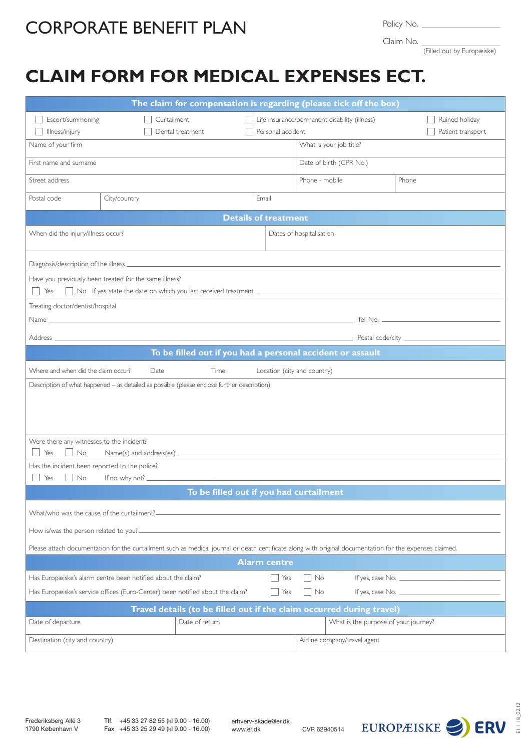# CORPORATE BENEFIT PLAN

Policy No. ____________________

Claim No. ____________________
(Filled out by Europæiske)

# CLAIM FORM FOR MEDICAL EXPENSES ECT.

## The claim for compensation is regarding (please tick off the box)

| | | | |
|---|---|---|---|
| ☐ Escort/summoning | ☐ Curtailment | ☐ Life insurance/permanent disability (illness) | ☐ Ruined holiday |
| ☐ Illness/injury | ☐ Dental treatment | ☐ Personal accident | ☐ Patient transport |

| | | |
|---|---|---|
| Name of your firm | What is your job title? | |
| First name and surname | Date of birth (CPR No.) | |
| Street address | Phone - mobile | Phone |

| | | |
|---|---|---|
| Postal code | City/country | Email |

## Details of treatment

| | |
|---|---|
| When did the injury/illness occur? | Dates of hospitalisation |

Diagnosis/description of the illness ____________________

Have you previously been treated for the same illness?
☐ Yes ☐ No If yes, state the date on which you last received treatment ____________________

Treating doctor/dentist/hospital

Name ____________________ Tel. No. ____________________

Address ____________________ Postal code/city ____________________

## To be filled out if you had a personal accident or assault

Where and when did the claim occur? Date Time Location (city and country)

Description of what happened – as detailed as possible (please enclose further description)

Were there any witnesses to the incident?
☐ Yes ☐ No Name(s) and address(es) ____________________

Has the incident been reported to the police?
☐ Yes ☐ No If no, why not? ____________________

## To be filled out if you had curtailment

What/who was the cause of the curtailment? ____________________

How is/was the person related to you? ____________________

Please attach documentation for the curtailment such as medical journal or death certificate along with original documentation for the expenses claimed.

## Alarm centre

Has Europæiske's alarm centre been notified about the claim? ☐ Yes ☐ No If yes, case No. ____________________

Has Europæiske's service offices (Euro-Center) been notified about the claim? ☐ Yes ☐ No If yes, case No. ____________________

## Travel details (to be filled out if the claim occurred during travel)

| | | |
|---|---|---|
| Date of departure | Date of return | What is the purpose of your journey? |
| Destination (city and country) | Airline company/travel agent | |

Frederiksberg Allé 3
1790 København V

Tlf. +45 33 27 82 55 (kl 9.00 - 16.00)
Fax +45 33 25 29 49 (kl 9.00 - 16.00)

erhverv-skade@er.dk
www.er.dk

CVR 62940514

EUROPÆISKE ERV

EI 1 18_0212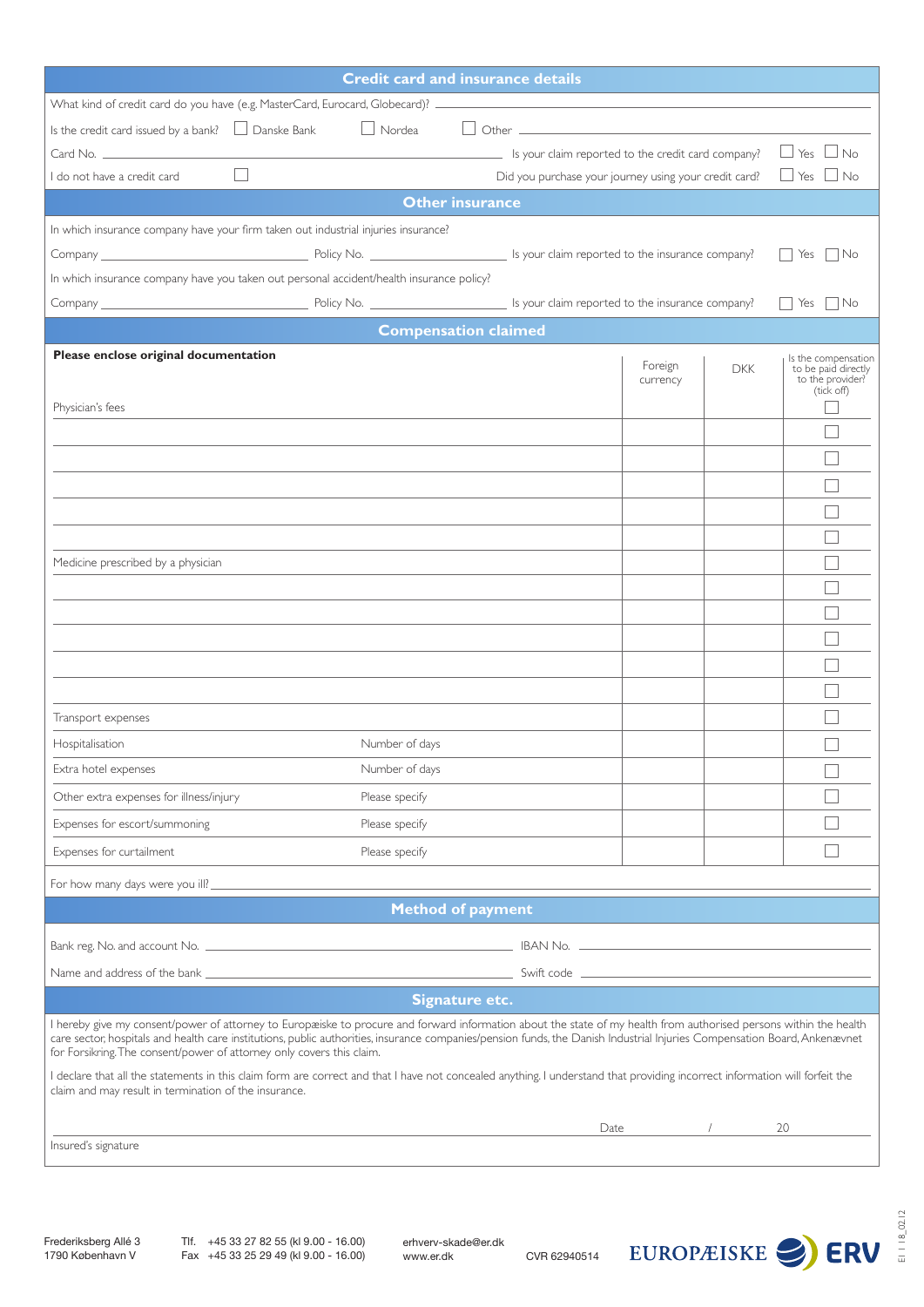## Credit card and insurance details

What kind of credit card do you have (e.g. MasterCard, Eurocard, Globecard)? ___

Is the credit card issued by a bank? ☐ Danske Bank ☐ Nordea ☐ Other ___

Card No. ___ Is your claim reported to the credit card company? ☐ Yes ☐ No

I do not have a credit card ☐ Did you purchase your journey using your credit card? ☐ Yes ☐ No

## Other insurance

In which insurance company have your firm taken out industrial injuries insurance?

Company ___ Policy No. ___ Is your claim reported to the insurance company? ☐ Yes ☐ No

In which insurance company have you taken out personal accident/health insurance policy?

Company ___ Policy No. ___ Is your claim reported to the insurance company? ☐ Yes ☐ No

## Compensation claimed

| **Please enclose original documentation** | | Foreign currency | DKK | Is the compensation to be paid directly to the provider? (tick off) |
|---|---|---|---|---|
| Physician's fees | | | | ☐ |
| | | | | ☐ |
| | | | | ☐ |
| | | | | ☐ |
| | | | | ☐ |
| | | | | ☐ |
| Medicine prescribed by a physician | | | | ☐ |
| | | | | ☐ |
| | | | | ☐ |
| | | | | ☐ |
| | | | | ☐ |
| | | | | ☐ |
| Transport expenses | | | | ☐ |
| Hospitalisation | Number of days | | | ☐ |
| Extra hotel expenses | Number of days | | | ☐ |
| Other extra expenses for illness/injury | Please specify | | | ☐ |
| Expenses for escort/summoning | Please specify | | | ☐ |
| Expenses for curtailment | Please specify | | | ☐ |

For how many days were you ill? ___

## Method of payment

Bank reg. No. and account No. ___ IBAN No. ___

Name and address of the bank ___ Swift code ___

## Signature etc.

I hereby give my consent/power of attorney to Europæiske to procure and forward information about the state of my health from authorised persons within the health care sector, hospitals and health care institutions, public authorities, insurance companies/pension funds, the Danish Industrial Injuries Compensation Board, Ankenævnet for Forsikring. The consent/power of attorney only covers this claim.

I declare that all the statements in this claim form are correct and that I have not concealed anything. I understand that providing incorrect information will forfeit the claim and may result in termination of the insurance.

Date ___ / ___ 20 ___

Insured's signature

Frederiksberg Allé 3
1790 København V

Tlf. +45 33 27 82 55 (kl 9.00 - 16.00)
Fax +45 33 25 29 49 (kl 9.00 - 16.00)

erhverv-skade@er.dk
www.er.dk

CVR 62940514

EUROPÆISKE ERV

EI 118_0212